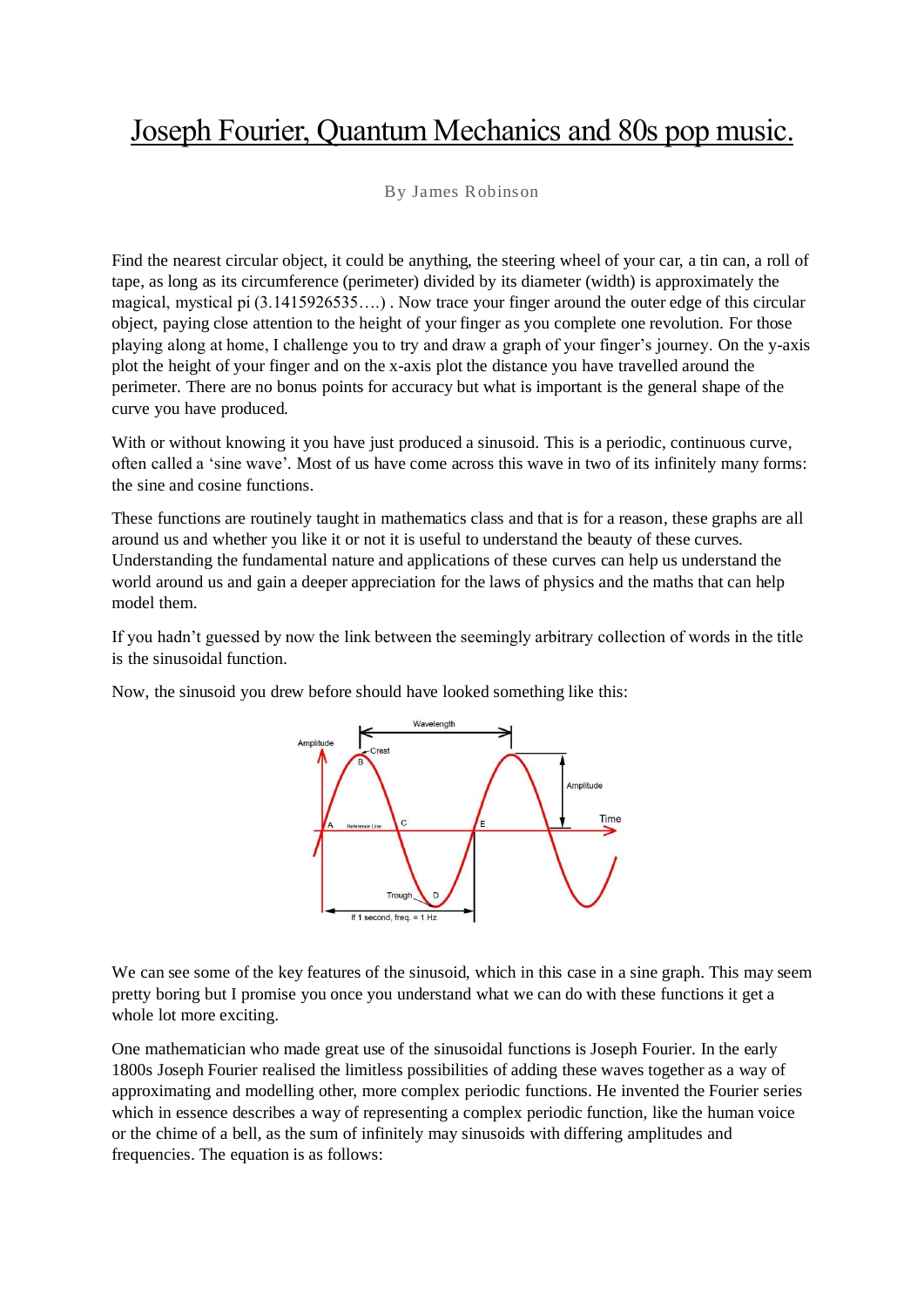# Joseph Fourier, Quantum Mechanics and 80s pop music.

By James Robinson

Find the nearest circular object, it could be anything, the steering wheel of your car, a tin can, a roll of tape, as long as its circumference (perimeter) divided by its diameter (width) is approximately the magical, mystical pi (3.1415926535….) . Now trace your finger around the outer edge of this circular object, paying close attention to the height of your finger as you complete one revolution. For those playing along at home, I challenge you to try and draw a graph of your finger's journey. On the y-axis plot the height of your finger and on the x-axis plot the distance you have travelled around the perimeter. There are no bonus points for accuracy but what is important is the general shape of the curve you have produced.

With or without knowing it you have just produced a sinusoid. This is a periodic, continuous curve, often called a 'sine wave'. Most of us have come across this wave in two of its infinitely many forms: the sine and cosine functions.

These functions are routinely taught in mathematics class and that is for a reason, these graphs are all around us and whether you like it or not it is useful to understand the beauty of these curves. Understanding the fundamental nature and applications of these curves can help us understand the world around us and gain a deeper appreciation for the laws of physics and the maths that can help model them.

If you hadn't guessed by now the link between the seemingly arbitrary collection of words in the title is the sinusoidal function.

Now, the sinusoid you drew before should have looked something like this:

We can see some of the key features of the sinusoid, which in this case in a sine graph. This may seem pretty boring but I promise you once you understand what we can do with these functions it get a whole lot more exciting.

One mathematician who made great use of the sinusoidal functions is Joseph Fourier. In the early 1800s Joseph Fourier realised the limitless possibilities of adding these waves together as a way of approximating and modelling other, more complex periodic functions. He invented the Fourier series which in essence describes a way of representing a complex periodic function, like the human voice or the chime of a bell, as the sum of infinitely may sinusoids with differing amplitudes and frequencies. The equation is as follows: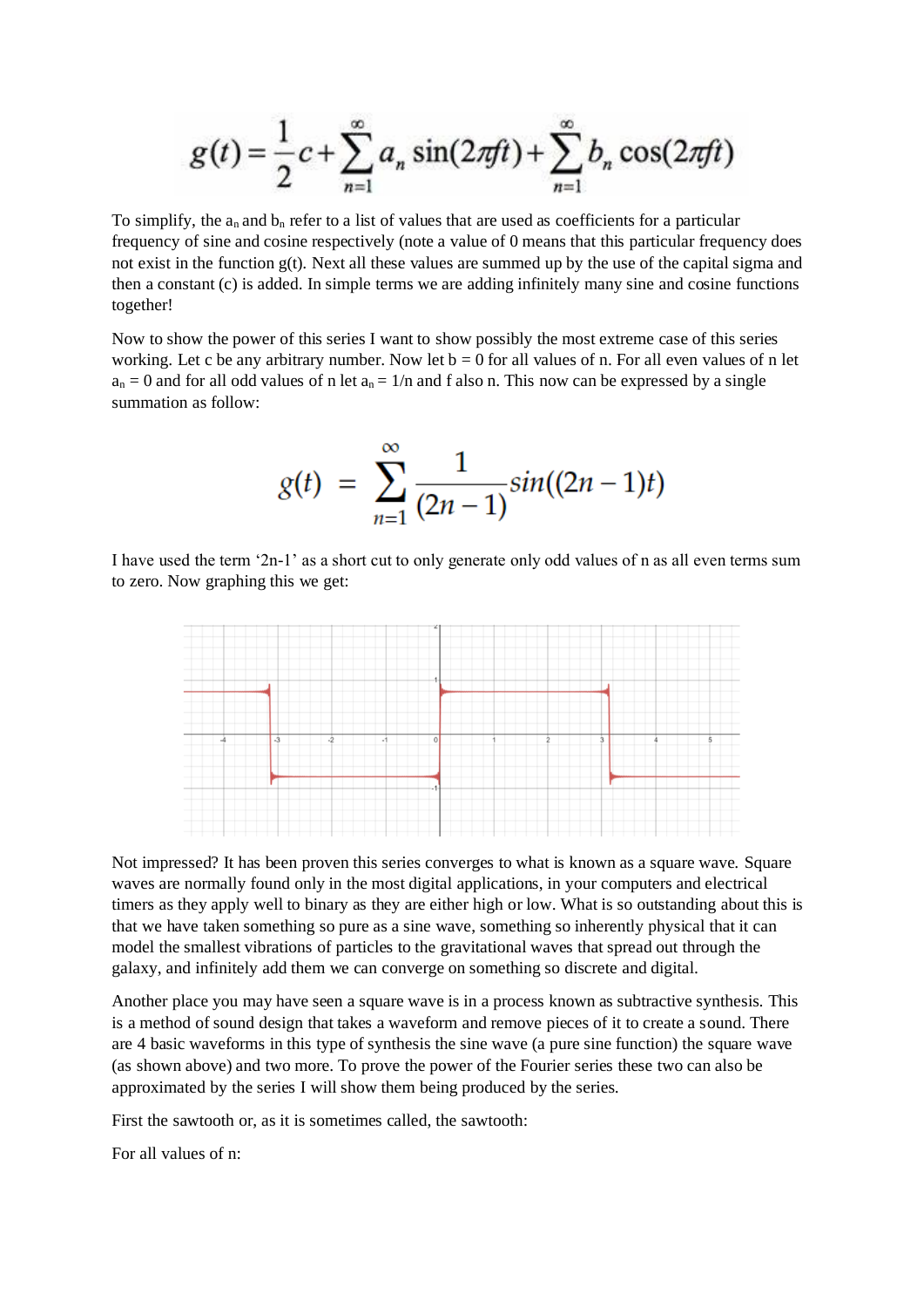$$g(t) = \frac{1}{2}c + \sum_{n=1}^{\infty} a_n \sin(2\pi f t) + \sum_{n=1}^{\infty} b_n \cos(2\pi f t)$$

To simplify, the $a_n$ and $b_n$ refer to a list of values that are used as coefficients for a particular frequency of sine and cosine respectively (note a value of 0 means that this particular frequency does not exist in the function g(t). Next all these values are summed up by the use of the capital sigma and then a constant (c) is added. In simple terms we are adding infinitely many sine and cosine functions together!

Now to show the power of this series I want to show possibly the most extreme case of this series working. Let c be any arbitrary number. Now let b = 0 for all values of n. For all even values of n let $a_n = 0$ and for all odd values of n let $a_n = 1/n$ and f also n. This now can be expressed by a single summation as follow:

$$g(t) = \sum_{n=1}^{\infty} \frac{1}{(2n-1)} sin((2n-1)t)$$

I have used the term '2n-1' as a short cut to only generate only odd values of n as all even terms sum to zero. Now graphing this we get:

Not impressed? It has been proven this series converges to what is known as a square wave. Square waves are normally found only in the most digital applications, in your computers and electrical timers as they apply well to binary as they are either high or low. What is so outstanding about this is that we have taken something so pure as a sine wave, something so inherently physical that it can model the smallest vibrations of particles to the gravitational waves that spread out through the galaxy, and infinitely add them we can converge on something so discrete and digital.

Another place you may have seen a square wave is in a process known as subtractive synthesis. This is a method of sound design that takes a waveform and remove pieces of it to create a sound. There are 4 basic waveforms in this type of synthesis the sine wave (a pure sine function) the square wave (as shown above) and two more. To prove the power of the Fourier series these two can also be approximated by the series I will show them being produced by the series.

First the sawtooth or, as it is sometimes called, the sawtooth:

For all values of n: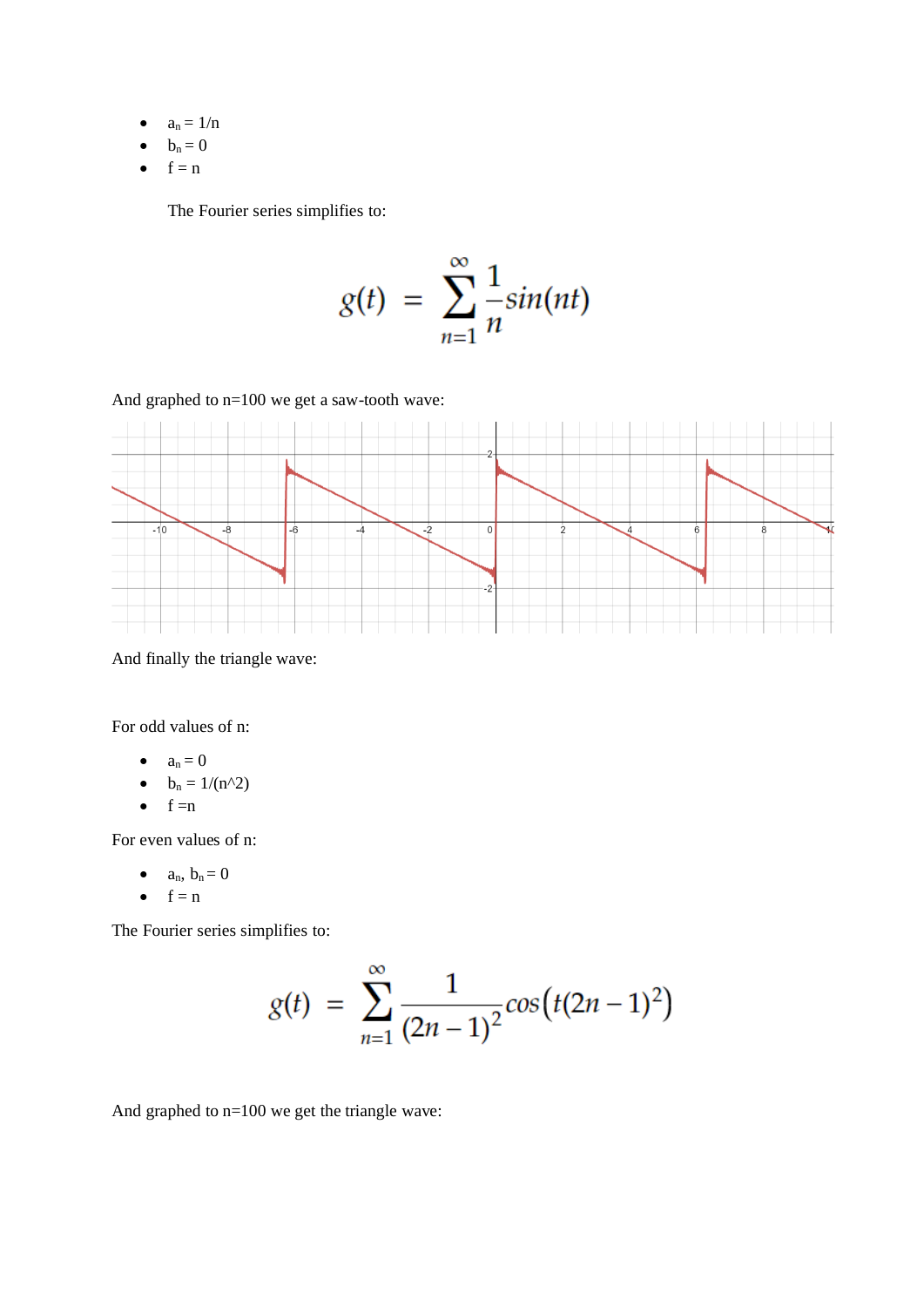- $a_n = 1/n$
- $b_n = 0$
- $f = n$

The Fourier series simplifies to:

$$g(t) = \sum_{n=1}^{\infty} \frac{1}{n} sin(nt)$$

And graphed to n=100 we get a saw-tooth wave:

And finally the triangle wave:

For odd values of n:

- $a_n = 0$
- $b_n = 1/(n^2)$
- $f = n$

For even values of n:

- $a_n, b_n = 0$
- $f = n$

The Fourier series simplifies to:

$$g(t) = \sum_{n=1}^{\infty} \frac{1}{(2n-1)^2} cos\left(t(2n-1)^2\right)$$

And graphed to n=100 we get the triangle wave: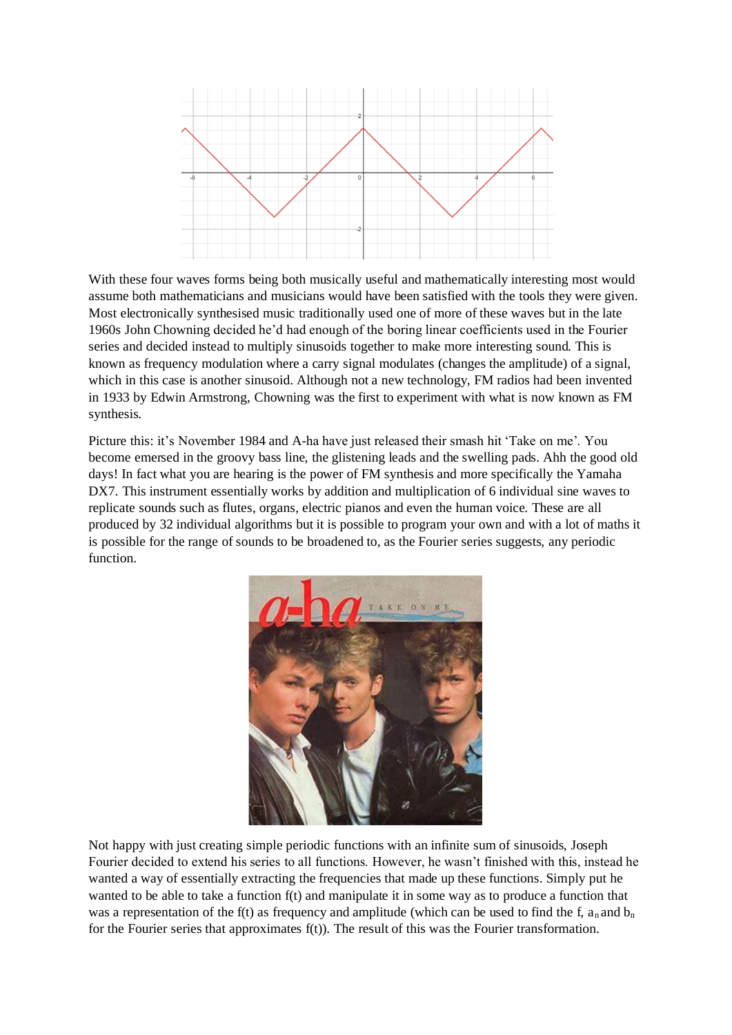With these four waves forms being both musically useful and mathematically interesting most would assume both mathematicians and musicians would have been satisfied with the tools they were given. Most electronically synthesised music traditionally used one of more of these waves but in the late 1960s John Chowning decided he'd had enough of the boring linear coefficients used in the Fourier series and decided instead to multiply sinusoids together to make more interesting sound. This is known as frequency modulation where a carry signal modulates (changes the amplitude) of a signal, which in this case is another sinusoid. Although not a new technology, FM radios had been invented in 1933 by Edwin Armstrong, Chowning was the first to experiment with what is now known as FM synthesis.

Picture this: it's November 1984 and A-ha have just released their smash hit 'Take on me'. You become emersed in the groovy bass line, the glistening leads and the swelling pads. Ahh the good old days! In fact what you are hearing is the power of FM synthesis and more specifically the Yamaha DX7. This instrument essentially works by addition and multiplication of 6 individual sine waves to replicate sounds such as flutes, organs, electric pianos and even the human voice. These are all produced by 32 individual algorithms but it is possible to program your own and with a lot of maths it is possible for the range of sounds to be broadened to, as the Fourier series suggests, any periodic function.

Not happy with just creating simple periodic functions with an infinite sum of sinusoids, Joseph Fourier decided to extend his series to all functions. However, he wasn't finished with this, instead he wanted a way of essentially extracting the frequencies that made up these functions. Simply put he wanted to be able to take a function f(t) and manipulate it in some way as to produce a function that was a representation of the f(t) as frequency and amplitude (which can be used to find the f, $a_n$ and $b_n$ for the Fourier series that approximates f(t)). The result of this was the Fourier transformation.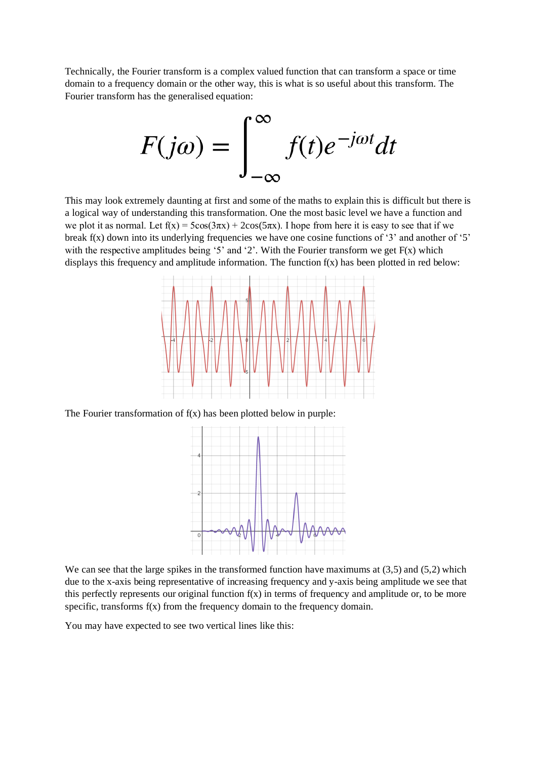Technically, the Fourier transform is a complex valued function that can transform a space or time domain to a frequency domain or the other way, this is what is so useful about this transform. The Fourier transform has the generalised equation:

$$F(j\omega) = \int_{-\infty}^{\infty} f(t)e^{-j\omega t}dt$$

This may look extremely daunting at first and some of the maths to explain this is difficult but there is a logical way of understanding this transformation. One the most basic level we have a function and we plot it as normal. Let f(x) = 5cos(3πx) + 2cos(5πx). I hope from here it is easy to see that if we break f(x) down into its underlying frequencies we have one cosine functions of '3' and another of '5' with the respective amplitudes being '5' and '2'. With the Fourier transform we get F(x) which displays this frequency and amplitude information. The function f(x) has been plotted in red below:

The Fourier transformation of f(x) has been plotted below in purple:

We can see that the large spikes in the transformed function have maximums at (3,5) and (5,2) which due to the x-axis being representative of increasing frequency and y-axis being amplitude we see that this perfectly represents our original function f(x) in terms of frequency and amplitude or, to be more specific, transforms f(x) from the frequency domain to the frequency domain.

You may have expected to see two vertical lines like this: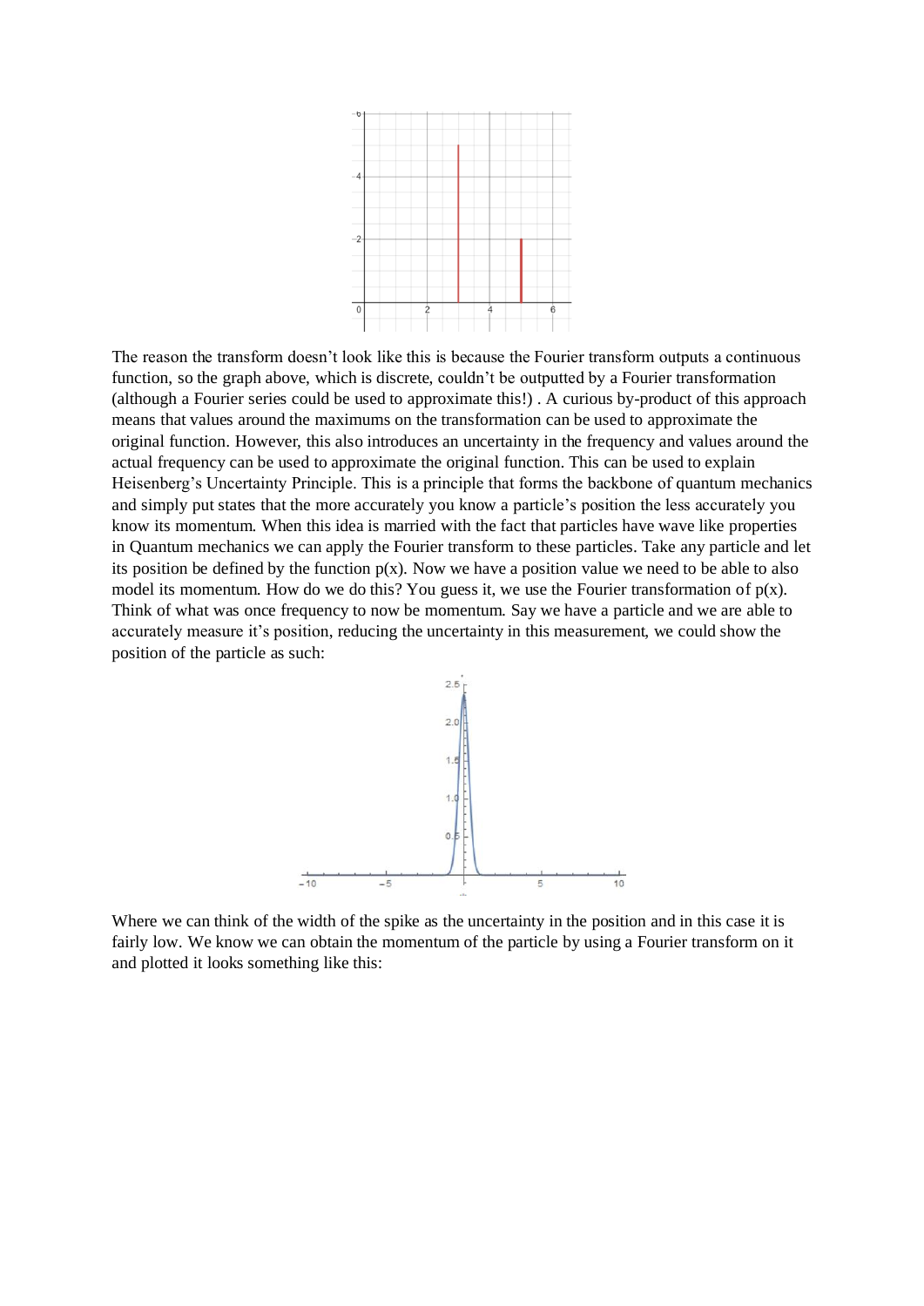The reason the transform doesn't look like this is because the Fourier transform outputs a continuous function, so the graph above, which is discrete, couldn't be outputted by a Fourier transformation (although a Fourier series could be used to approximate this!) . A curious by-product of this approach means that values around the maximums on the transformation can be used to approximate the original function. However, this also introduces an uncertainty in the frequency and values around the actual frequency can be used to approximate the original function. This can be used to explain Heisenberg's Uncertainty Principle. This is a principle that forms the backbone of quantum mechanics and simply put states that the more accurately you know a particle's position the less accurately you know its momentum. When this idea is married with the fact that particles have wave like properties in Quantum mechanics we can apply the Fourier transform to these particles. Take any particle and let its position be defined by the function $p(x)$. Now we have a position value we need to be able to also model its momentum. How do we do this? You guess it, we use the Fourier transformation of $p(x)$. Think of what was once frequency to now be momentum. Say we have a particle and we are able to accurately measure it's position, reducing the uncertainty in this measurement, we could show the position of the particle as such:

Where we can think of the width of the spike as the uncertainty in the position and in this case it is fairly low. We know we can obtain the momentum of the particle by using a Fourier transform on it and plotted it looks something like this: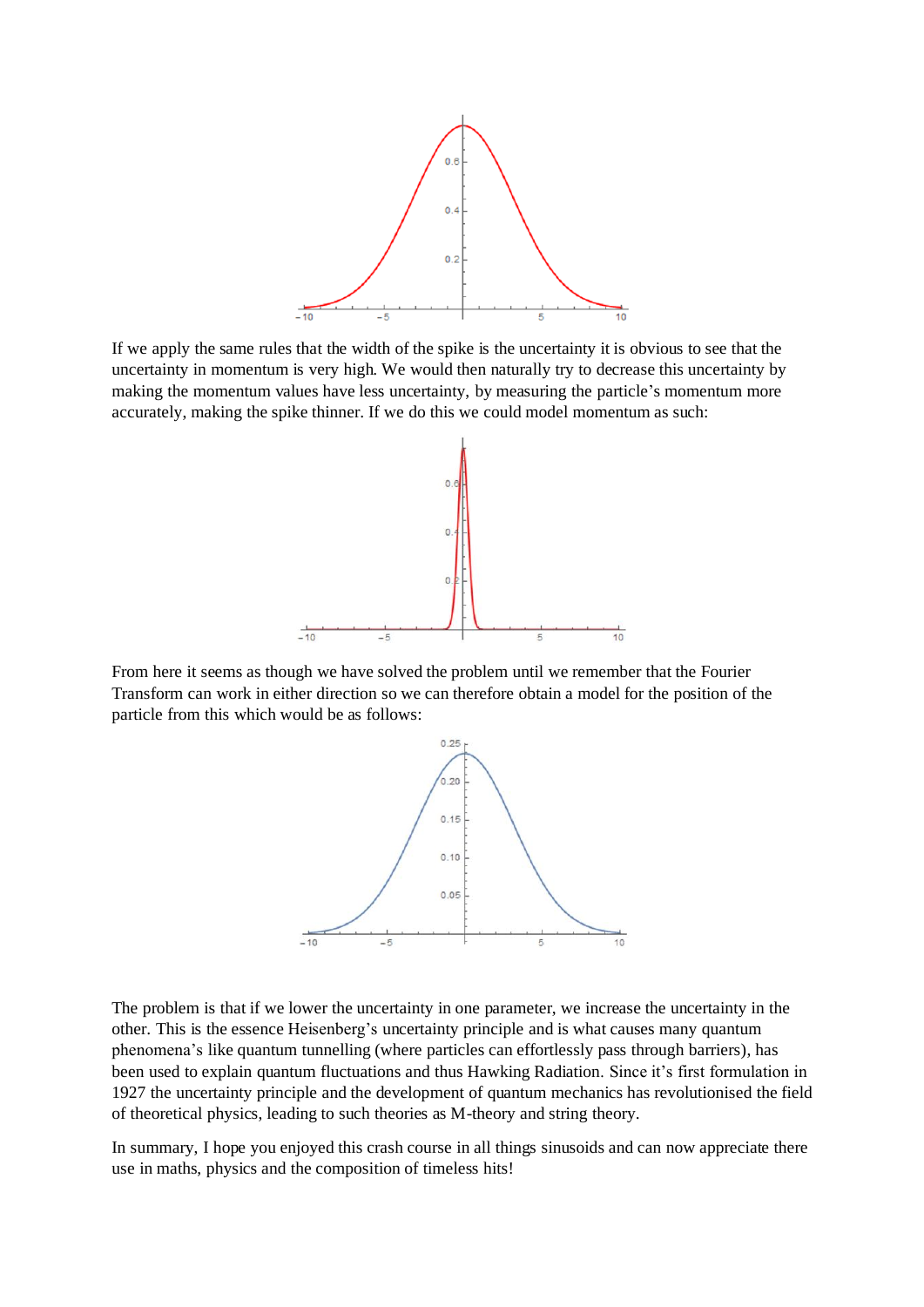0.6
0.4
0.2
-10
-5
5
10

If we apply the same rules that the width of the spike is the uncertainty it is obvious to see that the uncertainty in momentum is very high. We would then naturally try to decrease this uncertainty by making the momentum values have less uncertainty, by measuring the particle's momentum more accurately, making the spike thinner. If we do this we could model momentum as such:

0.6
0.4
0.2
-10
-5
5
10

From here it seems as though we have solved the problem until we remember that the Fourier Transform can work in either direction so we can therefore obtain a model for the position of the particle from this which would be as follows:

0.25
0.20
0.15
0.10
0.05
-10
-5
5
10

The problem is that if we lower the uncertainty in one parameter, we increase the uncertainty in the other. This is the essence Heisenberg's uncertainty principle and is what causes many quantum phenomena's like quantum tunnelling (where particles can effortlessly pass through barriers), has been used to explain quantum fluctuations and thus Hawking Radiation. Since it's first formulation in 1927 the uncertainty principle and the development of quantum mechanics has revolutionised the field of theoretical physics, leading to such theories as M-theory and string theory.

In summary, I hope you enjoyed this crash course in all things sinusoids and can now appreciate there use in maths, physics and the composition of timeless hits!